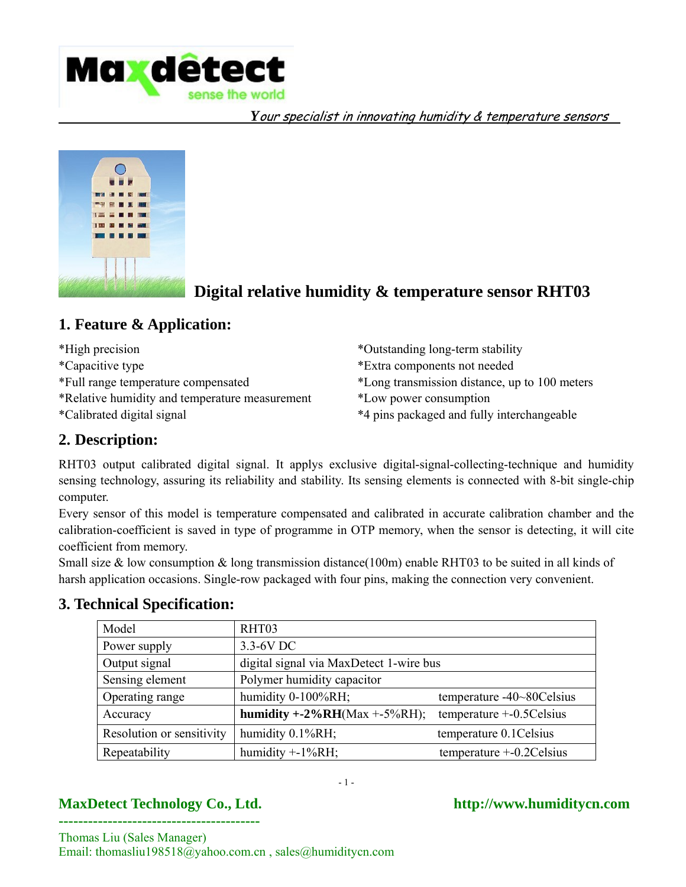*Your specialist in innovating humidity & temperature sensors*

# Digital relative humidity & temperature sensor RHT03

## 1. Feature & Application:

*High precision
*Capacitive type
*Full range temperature compensated
*Relative humidity and temperature measurement
*Calibrated digital signal
*Outstanding long-term stability
*Extra components not needed
*Long transmission distance, up to 100 meters
*Low power consumption
*4 pins packaged and fully interchangeable

## 2. Description:

RHT03 output calibrated digital signal. It applys exclusive digital-signal-collecting-technique and humidity sensing technology, assuring its reliability and stability. Its sensing elements is connected with 8-bit single-chip computer.

Every sensor of this model is temperature compensated and calibrated in accurate calibration chamber and the calibration-coefficient is saved in type of programme in OTP memory, when the sensor is detecting, it will cite coefficient from memory.

Small size & low consumption & long transmission distance(100m) enable RHT03 to be suited in all kinds of harsh application occasions. Single-row packaged with four pins, making the connection very convenient.

## 3. Technical Specification:

| Model | RHT03 | |
|---|---|---|
| Power supply | 3.3-6V DC | |
| Output signal | digital signal via MaxDetect 1-wire bus | |
| Sensing element | Polymer humidity capacitor | |
| Operating range | humidity 0-100%RH; | temperature -40~80Celsius |
| Accuracy | **humidity +-2%RH**(Max +-5%RH); | temperature +-0.5Celsius |
| Resolution or sensitivity | humidity 0.1%RH; | temperature 0.1Celsius |
| Repeatability | humidity +-1%RH; | temperature +-0.2Celsius |

**MaxDetect Technology Co., Ltd.** **http://www.humiditycn.com**

Thomas Liu (Sales Manager)
Email: thomasliu198518@yahoo.com.cn , sales@humiditycn.com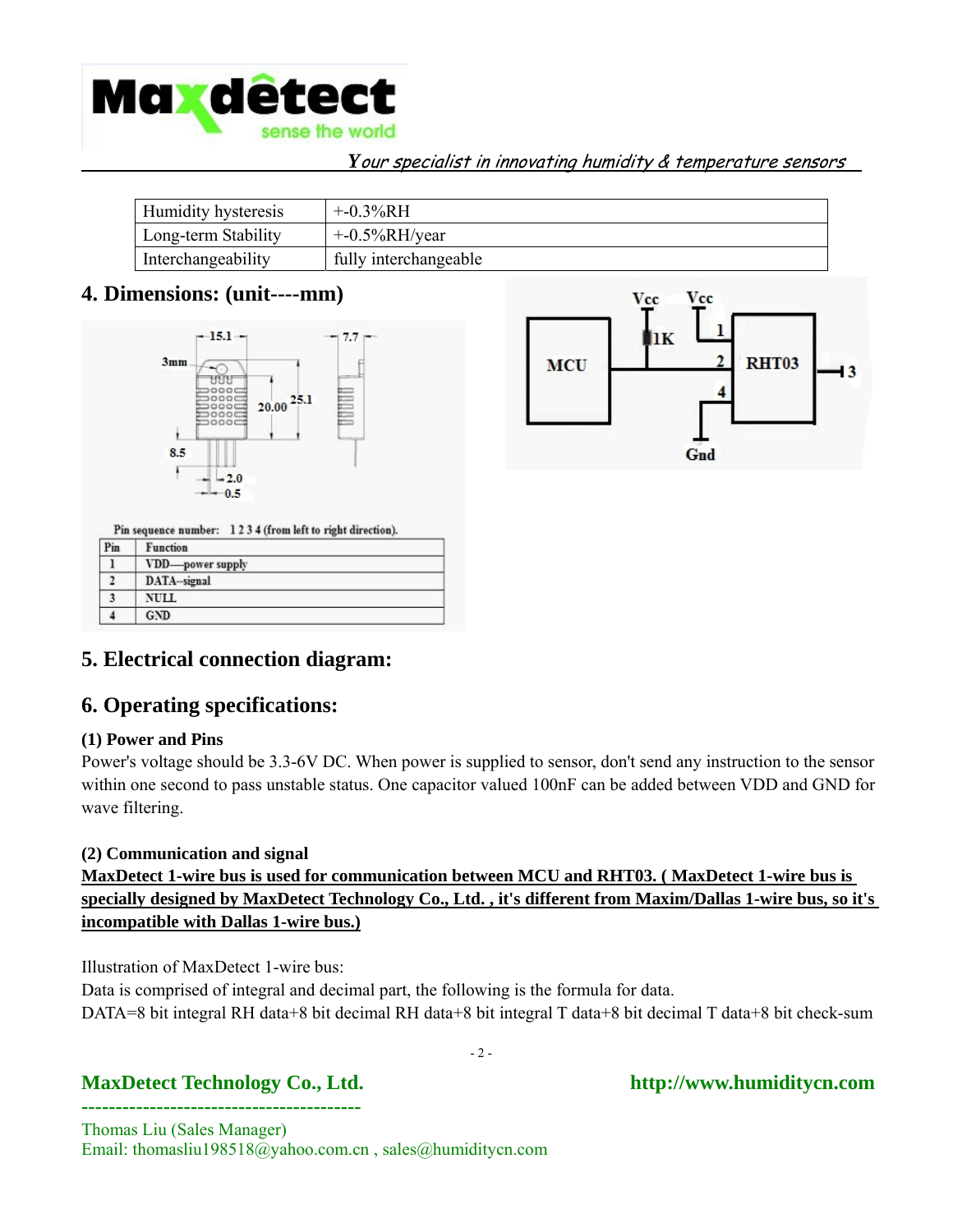| Humidity hysteresis | +-0.3%RH |
|---|---|
| Long-term Stability | +-0.5%RH/year |
| Interchangeability | fully interchangeable |

## 4. Dimensions: (unit----mm)

Pin sequence number: 1 2 3 4 (from left to right direction).

| Pin | Function |
|---|---|
| 1 | VDD—power supply |
| 2 | DATA--signal |
| 3 | NULL |
| 4 | GND |

## 5. Electrical connection diagram:

## 6. Operating specifications:

**(1) Power and Pins**

Power's voltage should be 3.3-6V DC. When power is supplied to sensor, don't send any instruction to the sensor within one second to pass unstable status. One capacitor valued 100nF can be added between VDD and GND for wave filtering.

**(2) Communication and signal**

**MaxDetect 1-wire bus is used for communication between MCU and RHT03. ( MaxDetect 1-wire bus is specially designed by MaxDetect Technology Co., Ltd. , it's different from Maxim/Dallas 1-wire bus, so it's incompatible with Dallas 1-wire bus.)**

Illustration of MaxDetect 1-wire bus:

Data is comprised of integral and decimal part, the following is the formula for data.

DATA=8 bit integral RH data+8 bit decimal RH data+8 bit integral T data+8 bit decimal T data+8 bit check-sum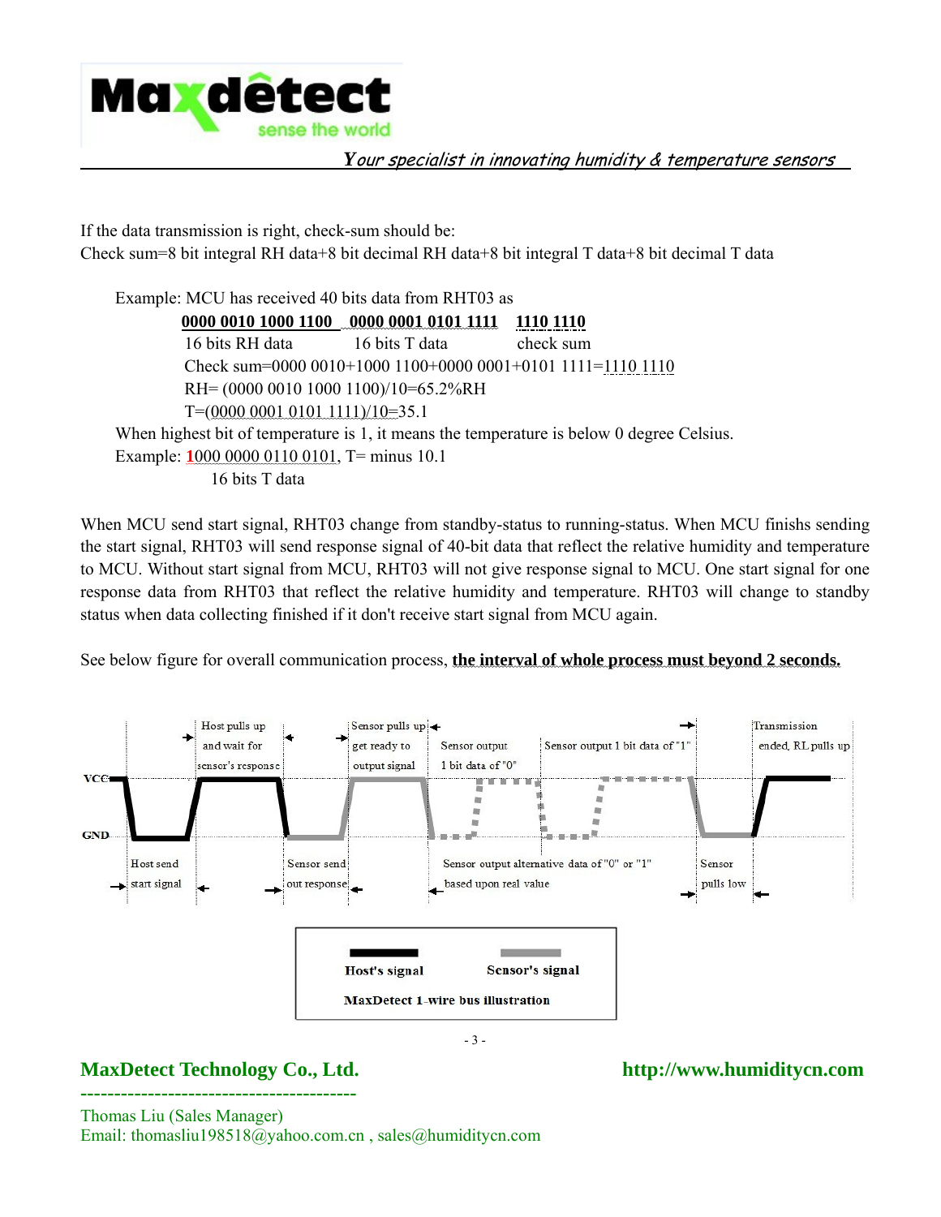If the data transmission is right, check-sum should be:
Check sum=8 bit integral RH data+8 bit decimal RH data+8 bit integral T data+8 bit decimal T data

Example: MCU has received 40 bits data from RHT03 as

**0000 0010 1000 1100**  **0000 0001 0101 1111**  **1110 1110**

16 bits RH data  16 bits T data  check sum

Check sum=0000 0010+1000 1100+0000 0001+0101 1111=1110 1110

RH= (0000 0010 1000 1100)/10=65.2%RH

T=(0000 0001 0101 1111)/10=35.1

When highest bit of temperature is 1, it means the temperature is below 0 degree Celsius.

Example: 1000 0000 0110 0101, T= minus 10.1

16 bits T data

When MCU send start signal, RHT03 change from standby-status to running-status. When MCU finishs sending the start signal, RHT03 will send response signal of 40-bit data that reflect the relative humidity and temperature to MCU. Without start signal from MCU, RHT03 will not give response signal to MCU. One start signal for one response data from RHT03 that reflect the relative humidity and temperature. RHT03 will change to standby status when data collecting finished if it don't receive start signal from MCU again.

See below figure for overall communication process, **the interval of whole process must beyond 2 seconds.**

VCC

GND

Host send start signal

Host pulls up and wait for sensor's response

Sensor send out response

Sensor pulls up get ready to output signal

Sensor output 1 bit data of "0"

Sensor output 1 bit data of "1"

Sensor output alternative data of "0" or "1" based upon real value

Sensor pulls low

Transmission ended, RL pulls up

Host's signal  Sensor's signal

**MaxDetect 1-wire bus illustration**

**MaxDetect Technology Co., Ltd.**  **http://www.humiditycn.com**

Thomas Liu (Sales Manager)
Email: thomasliu198518@yahoo.com.cn , sales@humiditycn.com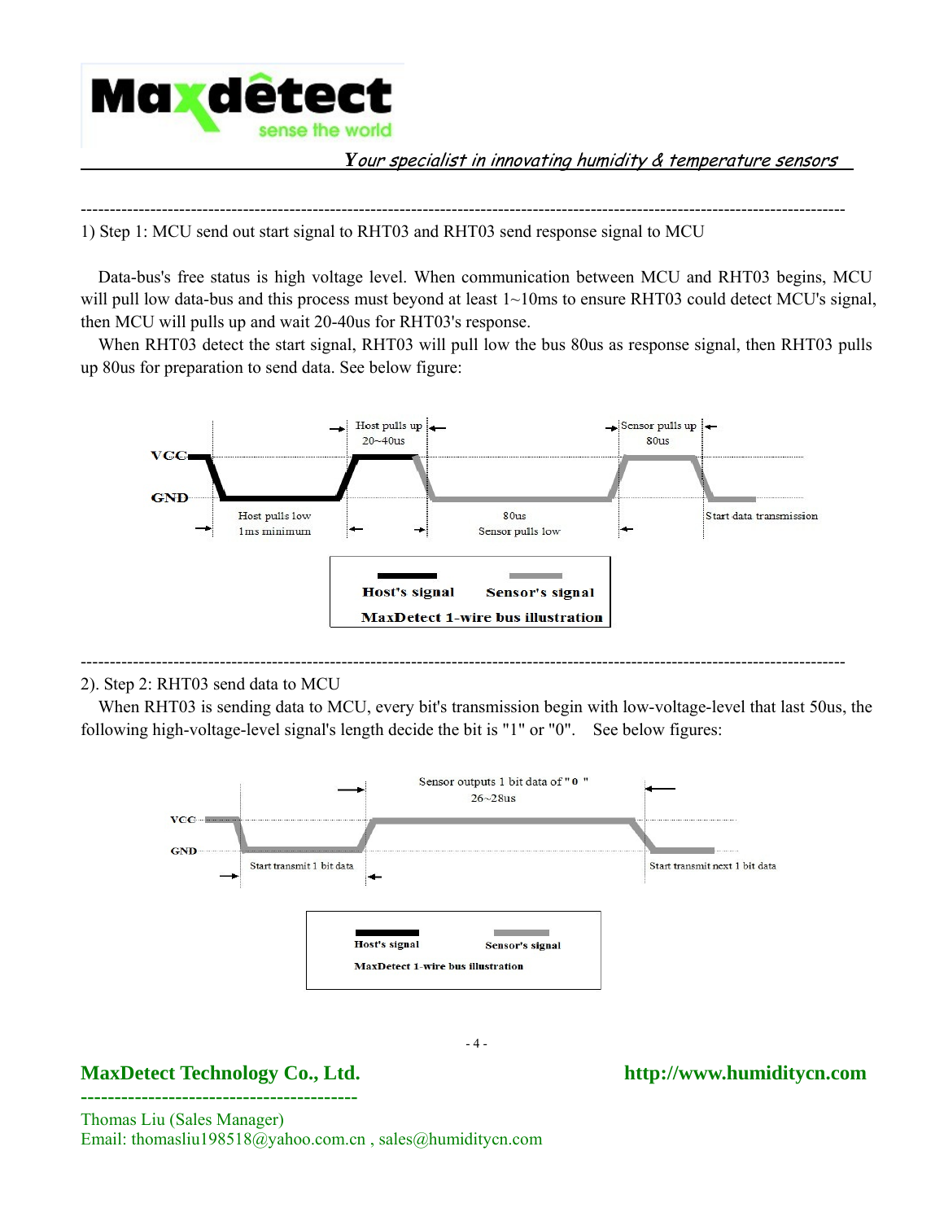1) Step 1: MCU send out start signal to RHT03 and RHT03 send response signal to MCU

Data-bus's free status is high voltage level. When communication between MCU and RHT03 begins, MCU will pull low data-bus and this process must beyond at least 1~10ms to ensure RHT03 could detect MCU's signal, then MCU will pulls up and wait 20-40us for RHT03's response.

When RHT03 detect the start signal, RHT03 will pull low the bus 80us as response signal, then RHT03 pulls up 80us for preparation to send data. See below figure:

Host pulls up 20~40us

Sensor pulls up 80us

VCC

GND

Host pulls low 1ms minimum

80us Sensor pulls low

Start data transmission

Host's signal Sensor's signal

MaxDetect 1-wire bus illustration

2). Step 2: RHT03 send data to MCU

When RHT03 is sending data to MCU, every bit's transmission begin with low-voltage-level that last 50us, the following high-voltage-level signal's length decide the bit is "1" or "0". See below figures:

Sensor outputs 1 bit data of "0" 26~28us

VCC

GND

Start transmit 1 bit data

Start transmit next 1 bit data

Host's signal Sensor's signal

MaxDetect 1-wire bus illustration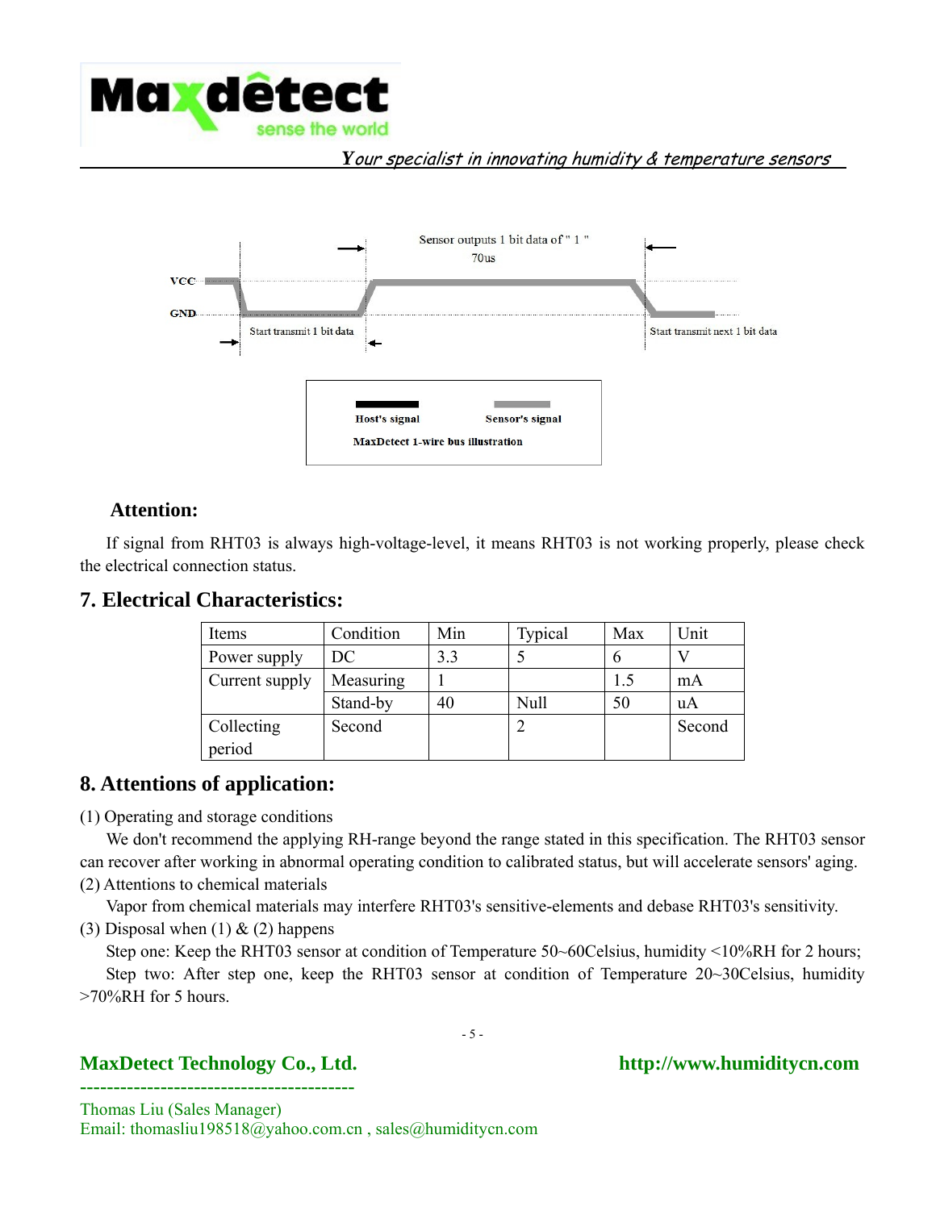Sensor outputs 1 bit data of " 1 "

70us

VCC

GND

Start transmit 1 bit data

Start transmit next 1 bit data

Host's signal

Sensor's signal

MaxDetect 1-wire bus illustration

**Attention:**

If signal from RHT03 is always high-voltage-level, it means RHT03 is not working properly, please check the electrical connection status.

## 7. Electrical Characteristics:

| Items | Condition | Min | Typical | Max | Unit |
|---|---|---|---|---|---|
| Power supply | DC | 3.3 | 5 | 6 | V |
| Current supply | Measuring | 1 | | 1.5 | mA |
| | Stand-by | 40 | Null | 50 | uA |
| Collecting period | Second | | 2 | | Second |

## 8. Attentions of application:

(1) Operating and storage conditions

We don't recommend the applying RH-range beyond the range stated in this specification. The RHT03 sensor can recover after working in abnormal operating condition to calibrated status, but will accelerate sensors' aging.

(2) Attentions to chemical materials

Vapor from chemical materials may interfere RHT03's sensitive-elements and debase RHT03's sensitivity.

(3) Disposal when (1) & (2) happens

Step one: Keep the RHT03 sensor at condition of Temperature 50~60Celsius, humidity <10%RH for 2 hours;

Step two: After step one, keep the RHT03 sensor at condition of Temperature 20~30Celsius, humidity >70%RH for 5 hours.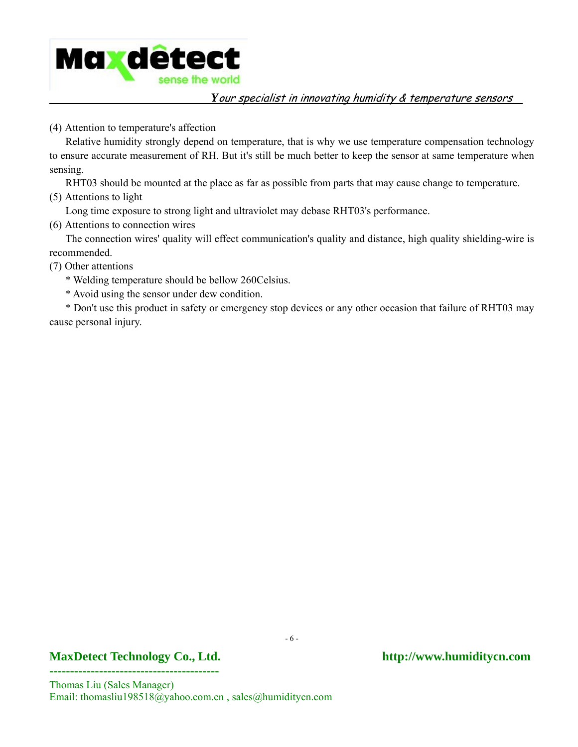(4) Attention to temperature's affection

Relative humidity strongly depend on temperature, that is why we use temperature compensation technology to ensure accurate measurement of RH. But it's still be much better to keep the sensor at same temperature when sensing.

RHT03 should be mounted at the place as far as possible from parts that may cause change to temperature.

(5) Attentions to light

Long time exposure to strong light and ultraviolet may debase RHT03's performance.

(6) Attentions to connection wires

The connection wires' quality will effect communication's quality and distance, high quality shielding-wire is recommended.

(7) Other attentions

* Welding temperature should be bellow 260Celsius.

* Avoid using the sensor under dew condition.

* Don't use this product in safety or emergency stop devices or any other occasion that failure of RHT03 may cause personal injury.